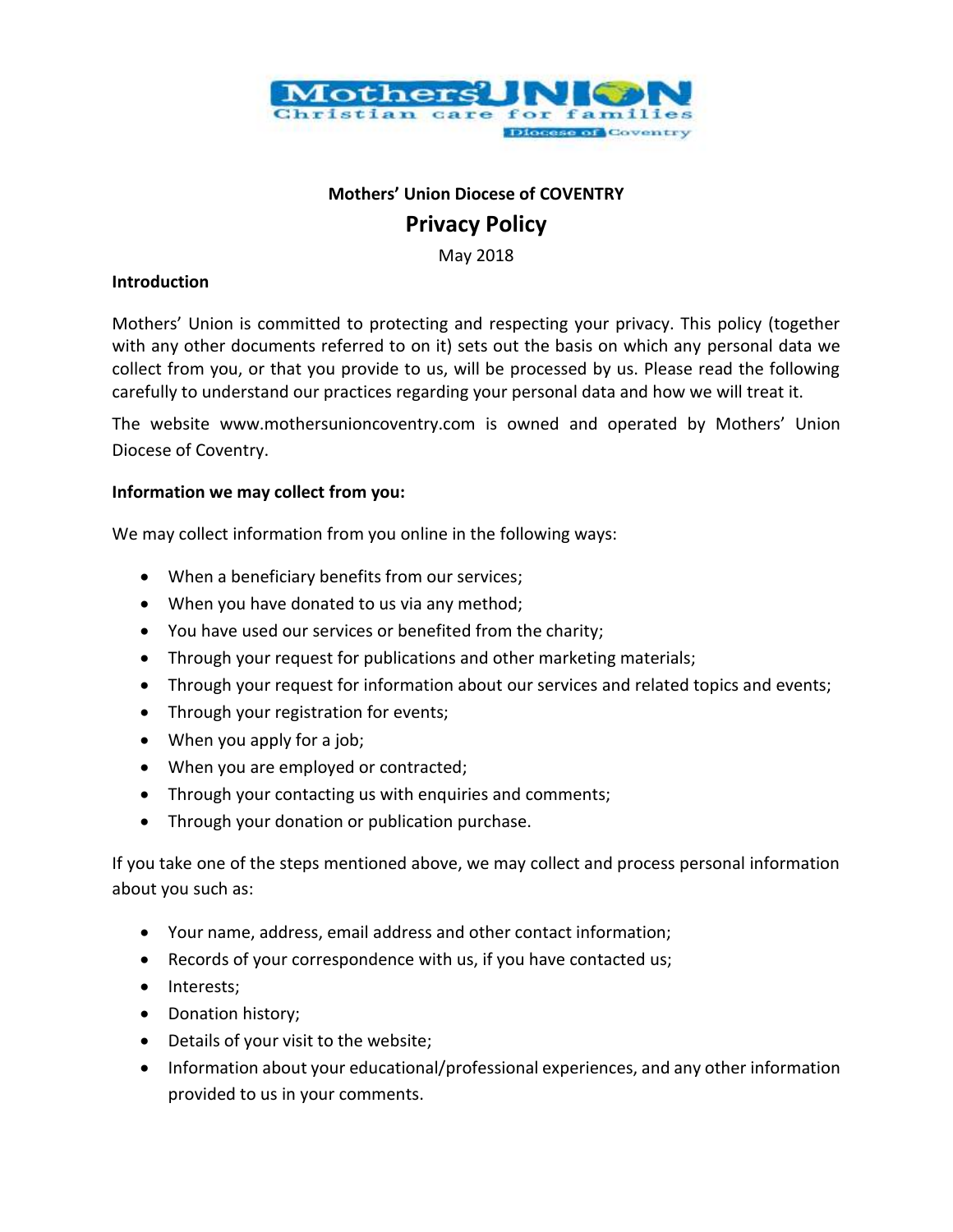**Mothers' Union Diocese of COVENTRY**

# Privacy Policy

May 2018

## Introduction

Mothers' Union is committed to protecting and respecting your privacy. This policy (together with any other documents referred to on it) sets out the basis on which any personal data we collect from you, or that you provide to us, will be processed by us. Please read the following carefully to understand our practices regarding your personal data and how we will treat it.

The website www.mothersunioncoventry.com is owned and operated by Mothers' Union Diocese of Coventry.

## Information we may collect from you:

We may collect information from you online in the following ways:

- When a beneficiary benefits from our services;
- When you have donated to us via any method;
- You have used our services or benefited from the charity;
- Through your request for publications and other marketing materials;
- Through your request for information about our services and related topics and events;
- Through your registration for events;
- When you apply for a job;
- When you are employed or contracted;
- Through your contacting us with enquiries and comments;
- Through your donation or publication purchase.

If you take one of the steps mentioned above, we may collect and process personal information about you such as:

- Your name, address, email address and other contact information;
- Records of your correspondence with us, if you have contacted us;
- Interests;
- Donation history;
- Details of your visit to the website;
- Information about your educational/professional experiences, and any other information provided to us in your comments.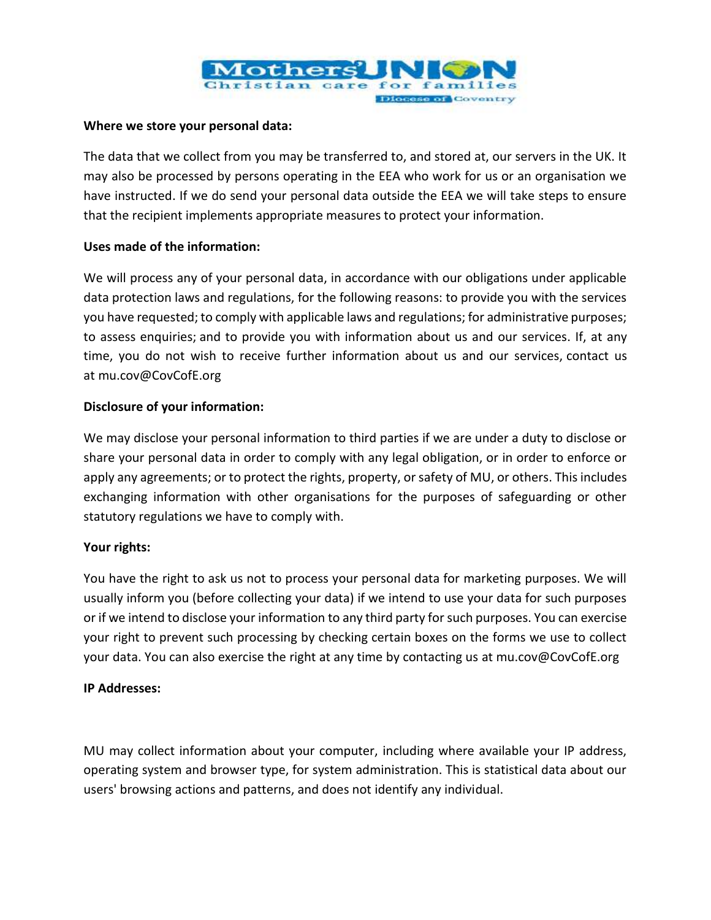**Where we store your personal data:**

The data that we collect from you may be transferred to, and stored at, our servers in the UK. It may also be processed by persons operating in the EEA who work for us or an organisation we have instructed. If we do send your personal data outside the EEA we will take steps to ensure that the recipient implements appropriate measures to protect your information.

**Uses made of the information:**

We will process any of your personal data, in accordance with our obligations under applicable data protection laws and regulations, for the following reasons: to provide you with the services you have requested; to comply with applicable laws and regulations; for administrative purposes; to assess enquiries; and to provide you with information about us and our services. If, at any time, you do not wish to receive further information about us and our services, contact us at mu.cov@CovCofE.org

**Disclosure of your information:**

We may disclose your personal information to third parties if we are under a duty to disclose or share your personal data in order to comply with any legal obligation, or in order to enforce or apply any agreements; or to protect the rights, property, or safety of MU, or others. This includes exchanging information with other organisations for the purposes of safeguarding or other statutory regulations we have to comply with.

**Your rights:**

You have the right to ask us not to process your personal data for marketing purposes. We will usually inform you (before collecting your data) if we intend to use your data for such purposes or if we intend to disclose your information to any third party for such purposes. You can exercise your right to prevent such processing by checking certain boxes on the forms we use to collect your data. You can also exercise the right at any time by contacting us at mu.cov@CovCofE.org

**IP Addresses:**

MU may collect information about your computer, including where available your IP address, operating system and browser type, for system administration. This is statistical data about our users' browsing actions and patterns, and does not identify any individual.